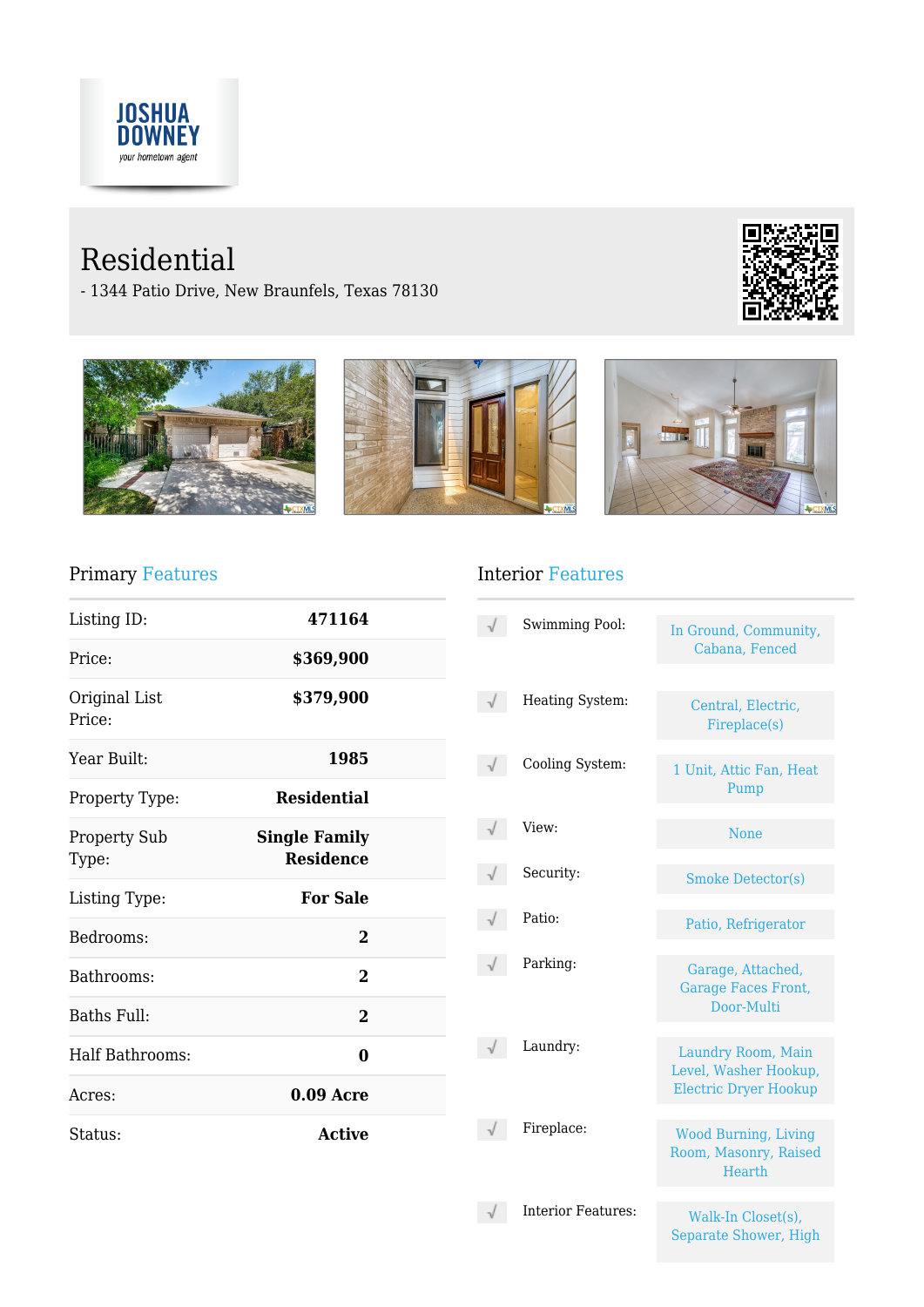JOSHUA DOWNEY

*your hometown agent*

# Residential

- 1344 Patio Drive, New Braunfels, Texas 78130

## Primary Features

| | |
|---|---|
| Listing ID: | **471164** |
| Price: | **$369,900** |
| Original List Price: | **$379,900** |
| Year Built: | **1985** |
| Property Type: | **Residential** |
| Property Sub Type: | **Single Family Residence** |
| Listing Type: | **For Sale** |
| Bedrooms: | **2** |
| Bathrooms: | **2** |
| Baths Full: | **2** |
| Half Bathrooms: | **0** |
| Acres: | **0.09 Acre** |
| Status: | **Active** |

## Interior Features

| | |
|---|---|
| Swimming Pool: | In Ground, Community, Cabana, Fenced |
| Heating System: | Central, Electric, Fireplace(s) |
| Cooling System: | 1 Unit, Attic Fan, Heat Pump |
| View: | None |
| Security: | Smoke Detector(s) |
| Patio: | Patio, Refrigerator |
| Parking: | Garage, Attached, Garage Faces Front, Door-Multi |
| Laundry: | Laundry Room, Main Level, Washer Hookup, Electric Dryer Hookup |
| Fireplace: | Wood Burning, Living Room, Masonry, Raised Hearth |
| Interior Features: | Walk-In Closet(s), Separate Shower, High |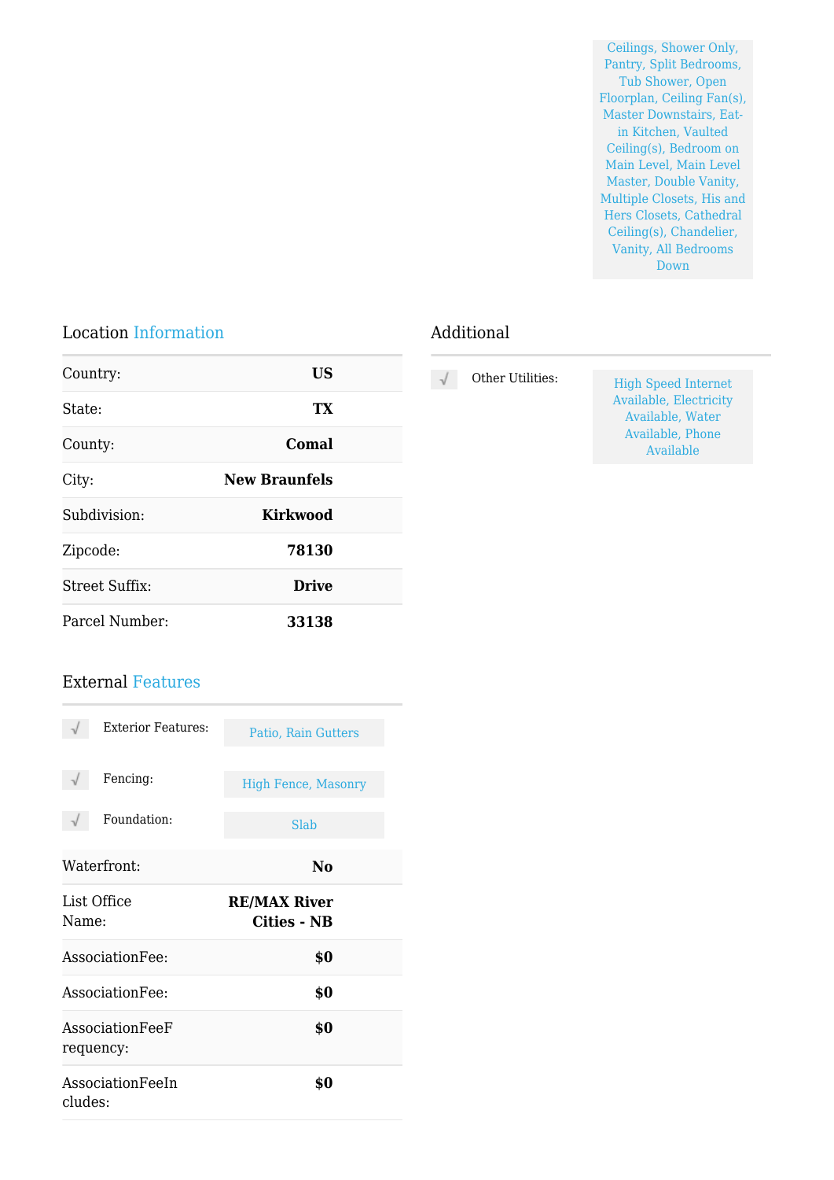Ceilings, Shower Only, Pantry, Split Bedrooms, Tub Shower, Open Floorplan, Ceiling Fan(s), Master Downstairs, Eat-in Kitchen, Vaulted Ceiling(s), Bedroom on Main Level, Main Level Master, Double Vanity, Multiple Closets, His and Hers Closets, Cathedral Ceiling(s), Chandelier, Vanity, All Bedrooms Down

## Location Information

| | |
|---|---|
| Country: | **US** |
| State: | **TX** |
| County: | **Comal** |
| City: | **New Braunfels** |
| Subdivision: | **Kirkwood** |
| Zipcode: | **78130** |
| Street Suffix: | **Drive** |
| Parcel Number: | **33138** |

## External Features

- √ Exterior Features: Patio, Rain Gutters
- √ Fencing: High Fence, Masonry
- √ Foundation: Slab

| | |
|---|---|
| Waterfront: | **No** |
| List Office Name: | **RE/MAX River Cities - NB** |
| AssociationFee: | **$0** |
| AssociationFee: | **$0** |
| AssociationFeeFrequency: | **$0** |
| AssociationFeeIncludes: | **$0** |

## Additional

- √ Other Utilities: High Speed Internet Available, Electricity Available, Water Available, Phone Available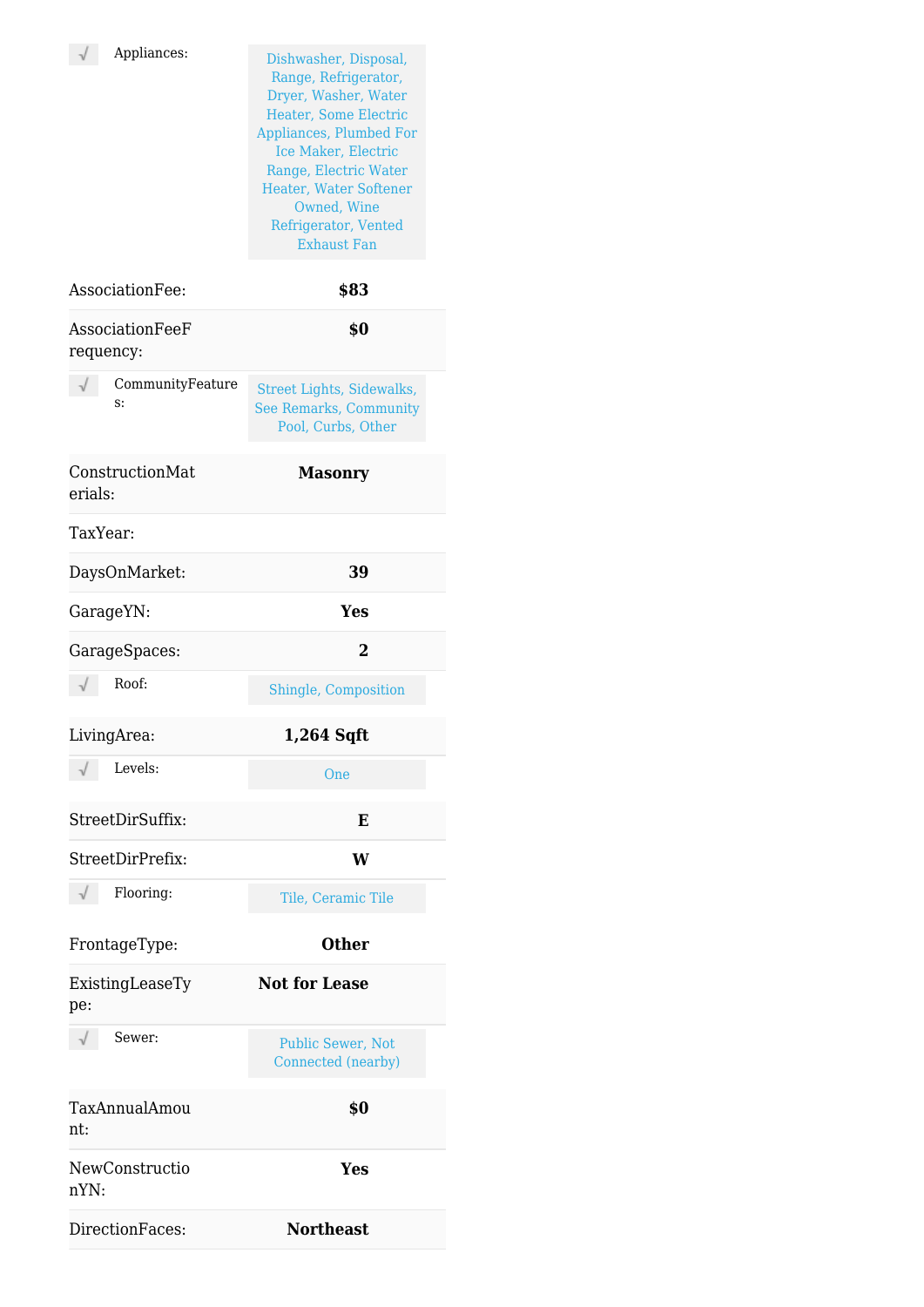| Field | Value |
| --- | --- |
| Appliances: | Dishwasher, Disposal, Range, Refrigerator, Dryer, Washer, Water Heater, Some Electric Appliances, Plumbed For Ice Maker, Electric Range, Electric Water Heater, Water Softener Owned, Wine Refrigerator, Vented Exhaust Fan |
| AssociationFee: | **$83** |
| AssociationFeeFrequency: | **$0** |
| CommunityFeatures: | Street Lights, Sidewalks, See Remarks, Community Pool, Curbs, Other |
| ConstructionMaterials: | **Masonry** |
| TaxYear: | |
| DaysOnMarket: | **39** |
| GarageYN: | **Yes** |
| GarageSpaces: | **2** |
| Roof: | Shingle, Composition |
| LivingArea: | **1,264 Sqft** |
| Levels: | One |
| StreetDirSuffix: | **E** |
| StreetDirPrefix: | **W** |
| Flooring: | Tile, Ceramic Tile |
| FrontageType: | **Other** |
| ExistingLeaseType: | **Not for Lease** |
| Sewer: | Public Sewer, Not Connected (nearby) |
| TaxAnnualAmount: | **$0** |
| NewConstructionYN: | **Yes** |
| DirectionFaces: | **Northeast** |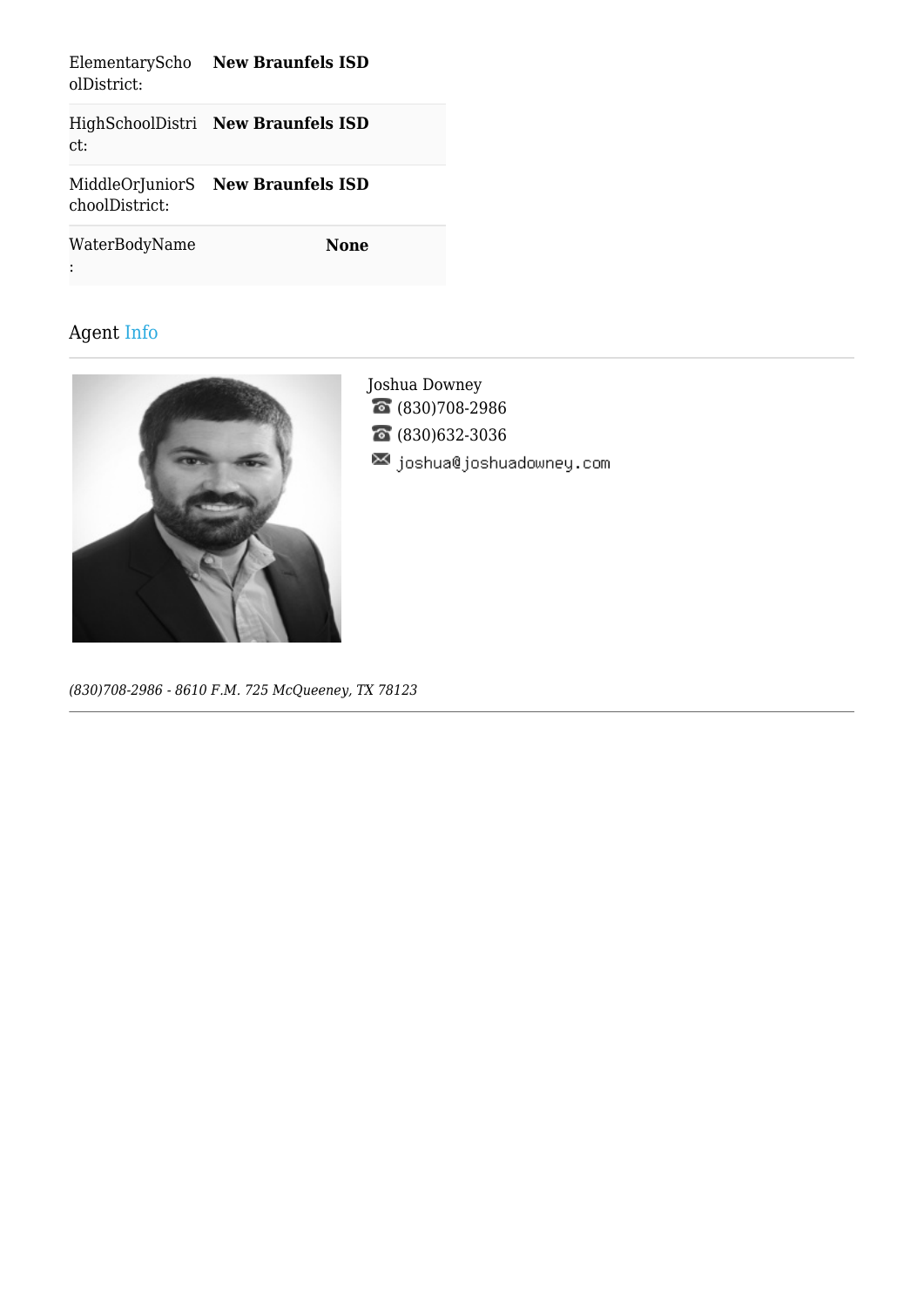| | |
|---|---|
| ElementarySchoolDistrict: | **New Braunfels ISD** |
| HighSchoolDistrict: | **New Braunfels ISD** |
| MiddleOrJuniorSchoolDistrict: | **New Braunfels ISD** |
| WaterBodyName: | **None** |

## Agent Info

Joshua Downey
(830)708-2986
(830)632-3036
joshua@joshuadowney.com

*(830)708-2986 - 8610 F.M. 725 McQueeney, TX 78123*